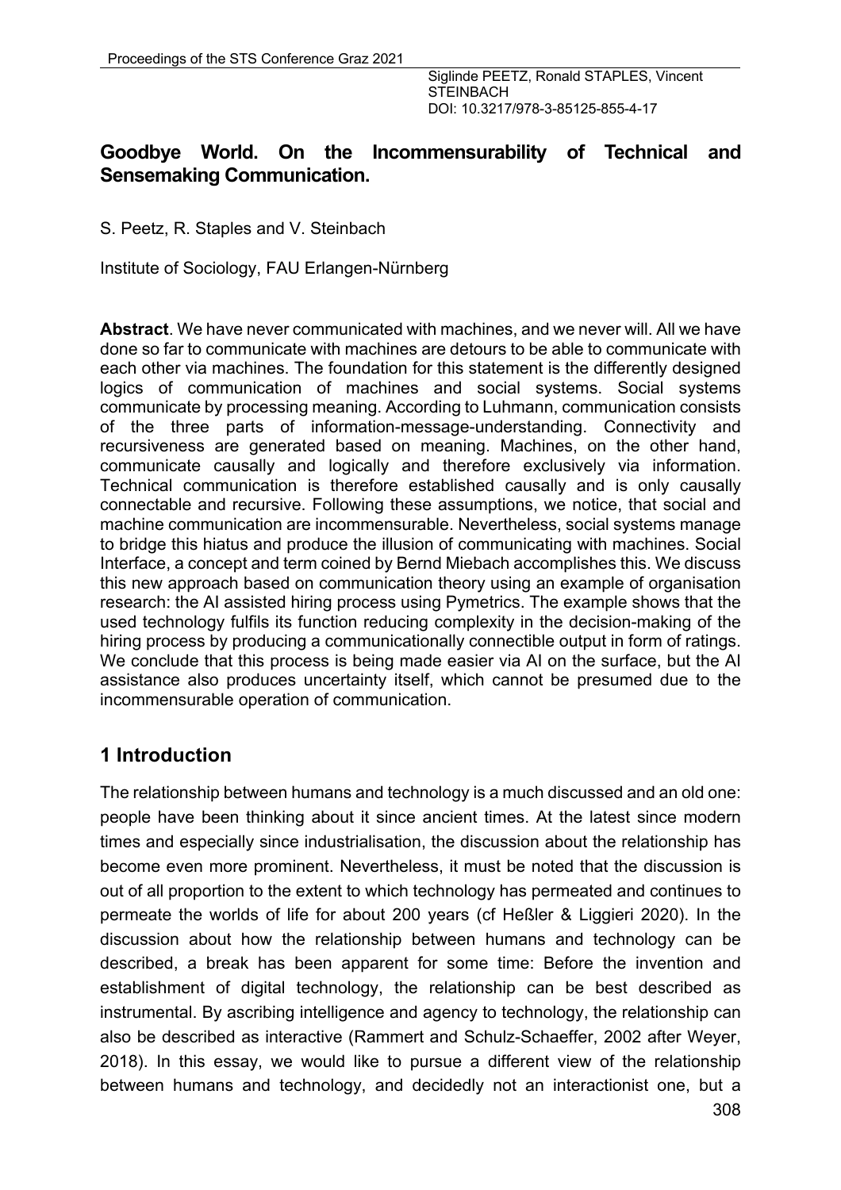# Goodbye World. On the Incommensurability of Technical and Sensemaking Communication.

S. Peetz, R. Staples and V. Steinbach

Institute of Sociology, FAU Erlangen-Nürnberg

**Abstract**. We have never communicated with machines, and we never will. All we have done so far to communicate with machines are detours to be able to communicate with each other via machines. The foundation for this statement is the differently designed logics of communication of machines and social systems. Social systems communicate by processing meaning. According to Luhmann, communication consists of the three parts of information-message-understanding. Connectivity and recursiveness are generated based on meaning. Machines, on the other hand, communicate causally and logically and therefore exclusively via information. Technical communication is therefore established causally and is only causally connectable and recursive. Following these assumptions, we notice, that social and machine communication are incommensurable. Nevertheless, social systems manage to bridge this hiatus and produce the illusion of communicating with machines. Social Interface, a concept and term coined by Bernd Miebach accomplishes this. We discuss this new approach based on communication theory using an example of organisation research: the AI assisted hiring process using Pymetrics. The example shows that the used technology fulfils its function reducing complexity in the decision-making of the hiring process by producing a communicationally connectible output in form of ratings. We conclude that this process is being made easier via AI on the surface, but the AI assistance also produces uncertainty itself, which cannot be presumed due to the incommensurable operation of communication.

## 1 Introduction

The relationship between humans and technology is a much discussed and an old one: people have been thinking about it since ancient times. At the latest since modern times and especially since industrialisation, the discussion about the relationship has become even more prominent. Nevertheless, it must be noted that the discussion is out of all proportion to the extent to which technology has permeated and continues to permeate the worlds of life for about 200 years (cf Heßler & Liggieri 2020). In the discussion about how the relationship between humans and technology can be described, a break has been apparent for some time: Before the invention and establishment of digital technology, the relationship can be best described as instrumental. By ascribing intelligence and agency to technology, the relationship can also be described as interactive (Rammert and Schulz-Schaeffer, 2002 after Weyer, 2018). In this essay, we would like to pursue a different view of the relationship between humans and technology, and decidedly not an interactionist one, but a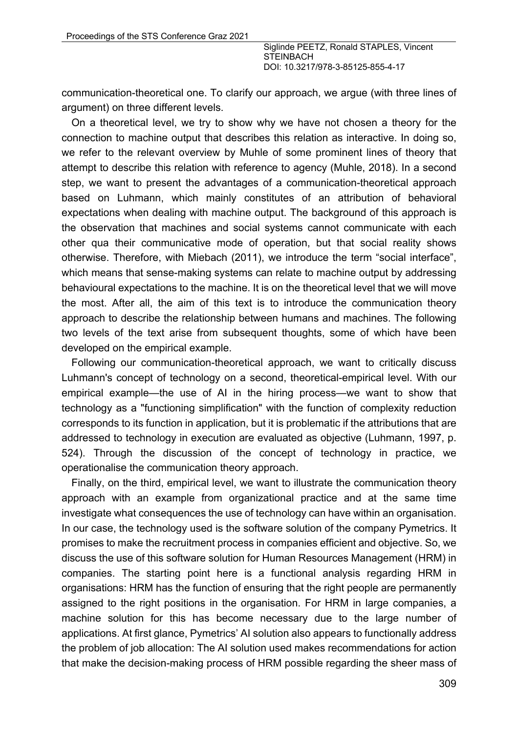communication-theoretical one. To clarify our approach, we argue (with three lines of argument) on three different levels.

On a theoretical level, we try to show why we have not chosen a theory for the connection to machine output that describes this relation as interactive. In doing so, we refer to the relevant overview by Muhle of some prominent lines of theory that attempt to describe this relation with reference to agency (Muhle, 2018). In a second step, we want to present the advantages of a communication-theoretical approach based on Luhmann, which mainly constitutes of an attribution of behavioral expectations when dealing with machine output. The background of this approach is the observation that machines and social systems cannot communicate with each other qua their communicative mode of operation, but that social reality shows otherwise. Therefore, with Miebach (2011), we introduce the term "social interface", which means that sense-making systems can relate to machine output by addressing behavioural expectations to the machine. It is on the theoretical level that we will move the most. After all, the aim of this text is to introduce the communication theory approach to describe the relationship between humans and machines. The following two levels of the text arise from subsequent thoughts, some of which have been developed on the empirical example.

Following our communication-theoretical approach, we want to critically discuss Luhmann's concept of technology on a second, theoretical-empirical level. With our empirical example—the use of AI in the hiring process—we want to show that technology as a "functioning simplification" with the function of complexity reduction corresponds to its function in application, but it is problematic if the attributions that are addressed to technology in execution are evaluated as objective (Luhmann, 1997, p. 524). Through the discussion of the concept of technology in practice, we operationalise the communication theory approach.

Finally, on the third, empirical level, we want to illustrate the communication theory approach with an example from organizational practice and at the same time investigate what consequences the use of technology can have within an organisation. In our case, the technology used is the software solution of the company Pymetrics. It promises to make the recruitment process in companies efficient and objective. So, we discuss the use of this software solution for Human Resources Management (HRM) in companies. The starting point here is a functional analysis regarding HRM in organisations: HRM has the function of ensuring that the right people are permanently assigned to the right positions in the organisation. For HRM in large companies, a machine solution for this has become necessary due to the large number of applications. At first glance, Pymetrics' AI solution also appears to functionally address the problem of job allocation: The AI solution used makes recommendations for action that make the decision-making process of HRM possible regarding the sheer mass of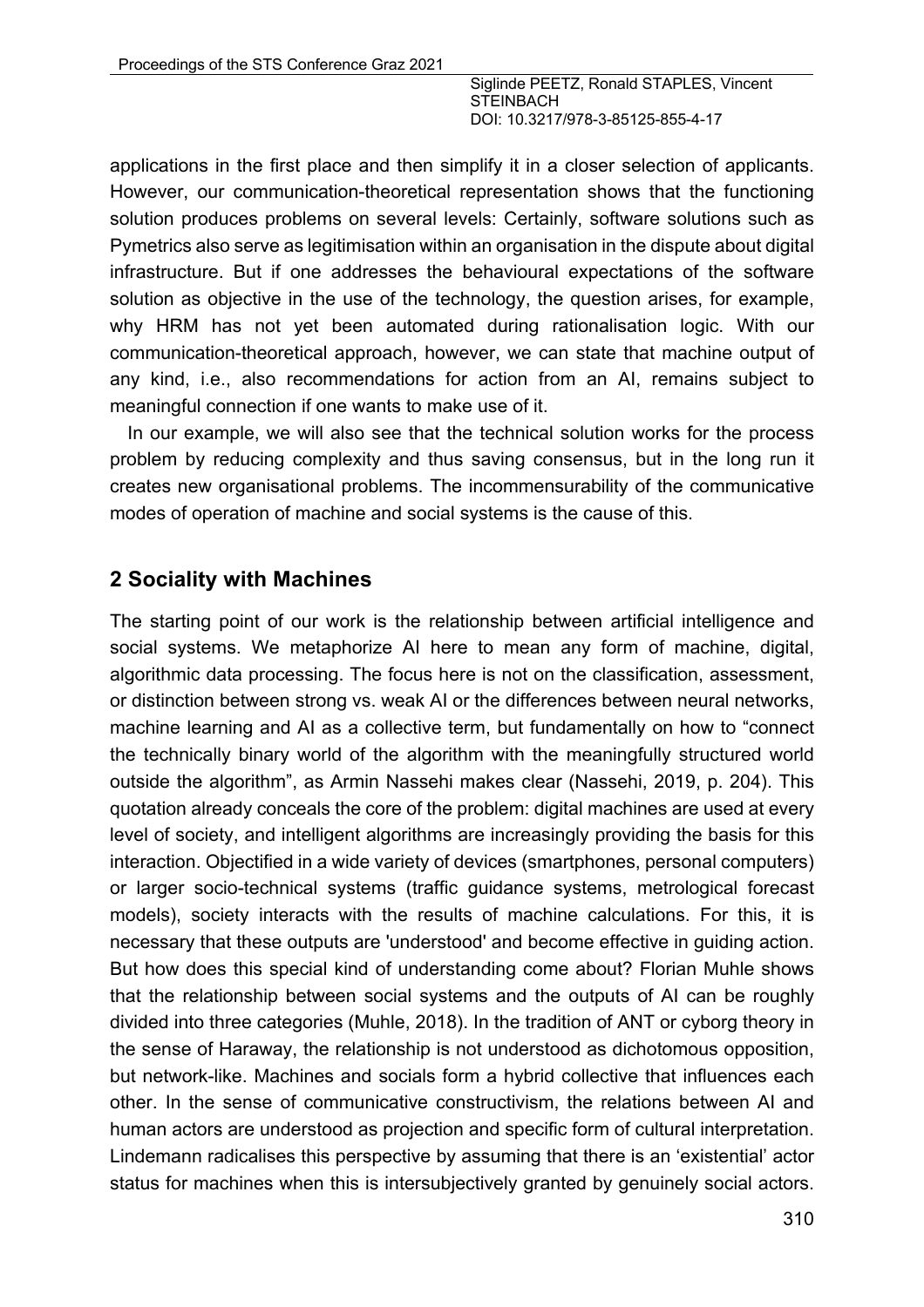applications in the first place and then simplify it in a closer selection of applicants. However, our communication-theoretical representation shows that the functioning solution produces problems on several levels: Certainly, software solutions such as Pymetrics also serve as legitimisation within an organisation in the dispute about digital infrastructure. But if one addresses the behavioural expectations of the software solution as objective in the use of the technology, the question arises, for example, why HRM has not yet been automated during rationalisation logic. With our communication-theoretical approach, however, we can state that machine output of any kind, i.e., also recommendations for action from an AI, remains subject to meaningful connection if one wants to make use of it.

In our example, we will also see that the technical solution works for the process problem by reducing complexity and thus saving consensus, but in the long run it creates new organisational problems. The incommensurability of the communicative modes of operation of machine and social systems is the cause of this.

## 2 Sociality with Machines

The starting point of our work is the relationship between artificial intelligence and social systems. We metaphorize AI here to mean any form of machine, digital, algorithmic data processing. The focus here is not on the classification, assessment, or distinction between strong vs. weak AI or the differences between neural networks, machine learning and AI as a collective term, but fundamentally on how to "connect the technically binary world of the algorithm with the meaningfully structured world outside the algorithm", as Armin Nassehi makes clear (Nassehi, 2019, p. 204). This quotation already conceals the core of the problem: digital machines are used at every level of society, and intelligent algorithms are increasingly providing the basis for this interaction. Objectified in a wide variety of devices (smartphones, personal computers) or larger socio-technical systems (traffic guidance systems, metrological forecast models), society interacts with the results of machine calculations. For this, it is necessary that these outputs are 'understood' and become effective in guiding action. But how does this special kind of understanding come about? Florian Muhle shows that the relationship between social systems and the outputs of AI can be roughly divided into three categories (Muhle, 2018). In the tradition of ANT or cyborg theory in the sense of Haraway, the relationship is not understood as dichotomous opposition, but network-like. Machines and socials form a hybrid collective that influences each other. In the sense of communicative constructivism, the relations between AI and human actors are understood as projection and specific form of cultural interpretation. Lindemann radicalises this perspective by assuming that there is an 'existential' actor status for machines when this is intersubjectively granted by genuinely social actors.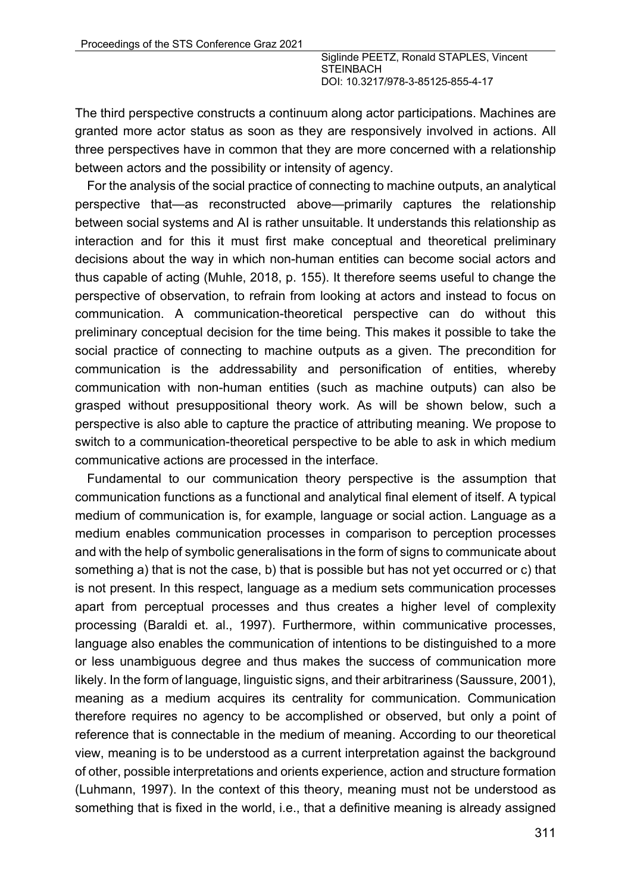The third perspective constructs a continuum along actor participations. Machines are granted more actor status as soon as they are responsively involved in actions. All three perspectives have in common that they are more concerned with a relationship between actors and the possibility or intensity of agency.

For the analysis of the social practice of connecting to machine outputs, an analytical perspective that—as reconstructed above—primarily captures the relationship between social systems and AI is rather unsuitable. It understands this relationship as interaction and for this it must first make conceptual and theoretical preliminary decisions about the way in which non-human entities can become social actors and thus capable of acting (Muhle, 2018, p. 155). It therefore seems useful to change the perspective of observation, to refrain from looking at actors and instead to focus on communication. A communication-theoretical perspective can do without this preliminary conceptual decision for the time being. This makes it possible to take the social practice of connecting to machine outputs as a given. The precondition for communication is the addressability and personification of entities, whereby communication with non-human entities (such as machine outputs) can also be grasped without presuppositional theory work. As will be shown below, such a perspective is also able to capture the practice of attributing meaning. We propose to switch to a communication-theoretical perspective to be able to ask in which medium communicative actions are processed in the interface.

Fundamental to our communication theory perspective is the assumption that communication functions as a functional and analytical final element of itself. A typical medium of communication is, for example, language or social action. Language as a medium enables communication processes in comparison to perception processes and with the help of symbolic generalisations in the form of signs to communicate about something a) that is not the case, b) that is possible but has not yet occurred or c) that is not present. In this respect, language as a medium sets communication processes apart from perceptual processes and thus creates a higher level of complexity processing (Baraldi et. al., 1997). Furthermore, within communicative processes, language also enables the communication of intentions to be distinguished to a more or less unambiguous degree and thus makes the success of communication more likely. In the form of language, linguistic signs, and their arbitrariness (Saussure, 2001), meaning as a medium acquires its centrality for communication. Communication therefore requires no agency to be accomplished or observed, but only a point of reference that is connectable in the medium of meaning. According to our theoretical view, meaning is to be understood as a current interpretation against the background of other, possible interpretations and orients experience, action and structure formation (Luhmann, 1997). In the context of this theory, meaning must not be understood as something that is fixed in the world, i.e., that a definitive meaning is already assigned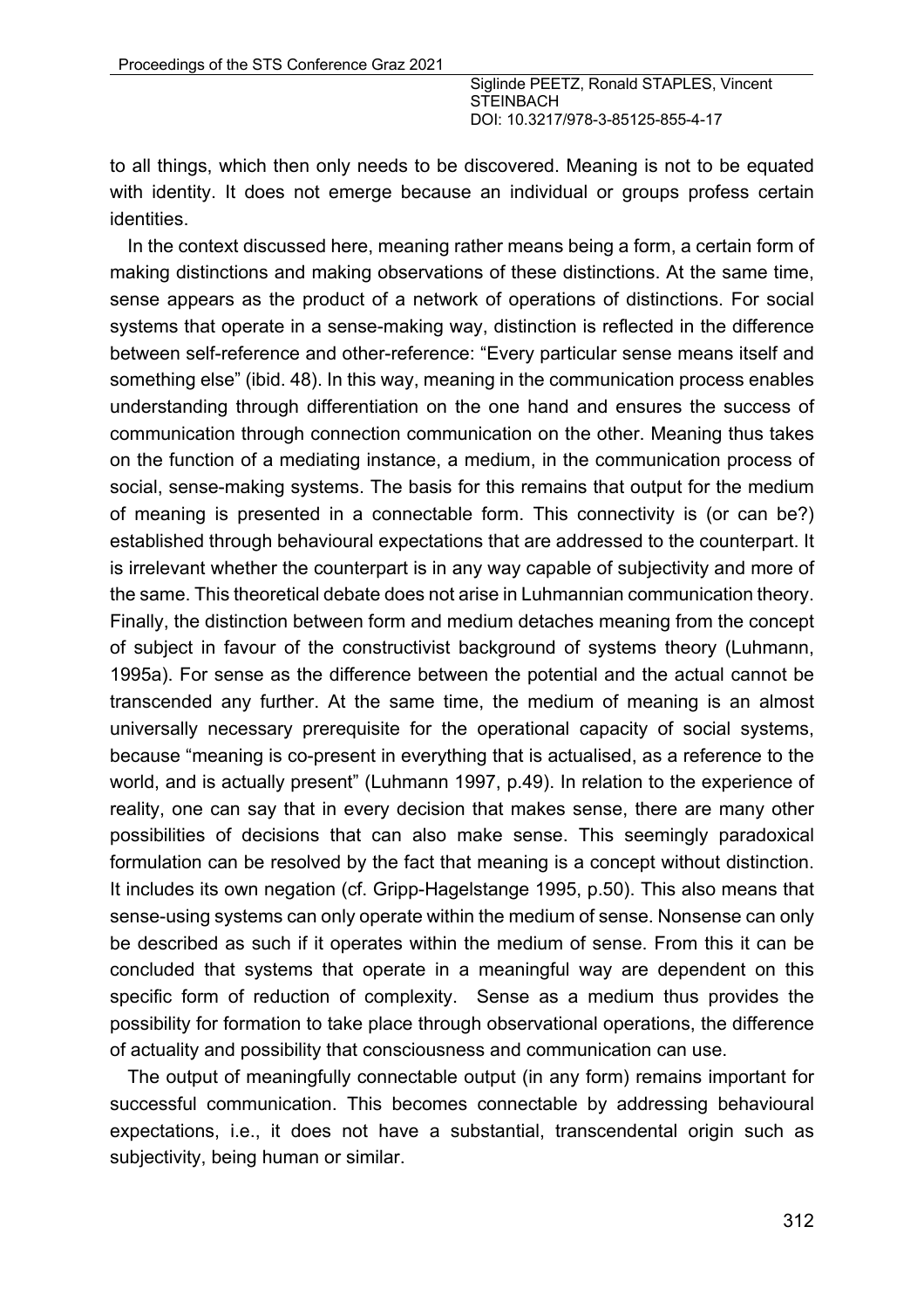to all things, which then only needs to be discovered. Meaning is not to be equated with identity. It does not emerge because an individual or groups profess certain identities.

In the context discussed here, meaning rather means being a form, a certain form of making distinctions and making observations of these distinctions. At the same time, sense appears as the product of a network of operations of distinctions. For social systems that operate in a sense-making way, distinction is reflected in the difference between self-reference and other-reference: "Every particular sense means itself and something else" (ibid. 48). In this way, meaning in the communication process enables understanding through differentiation on the one hand and ensures the success of communication through connection communication on the other. Meaning thus takes on the function of a mediating instance, a medium, in the communication process of social, sense-making systems. The basis for this remains that output for the medium of meaning is presented in a connectable form. This connectivity is (or can be?) established through behavioural expectations that are addressed to the counterpart. It is irrelevant whether the counterpart is in any way capable of subjectivity and more of the same. This theoretical debate does not arise in Luhmannian communication theory. Finally, the distinction between form and medium detaches meaning from the concept of subject in favour of the constructivist background of systems theory (Luhmann, 1995a). For sense as the difference between the potential and the actual cannot be transcended any further. At the same time, the medium of meaning is an almost universally necessary prerequisite for the operational capacity of social systems, because "meaning is co-present in everything that is actualised, as a reference to the world, and is actually present" (Luhmann 1997, p.49). In relation to the experience of reality, one can say that in every decision that makes sense, there are many other possibilities of decisions that can also make sense. This seemingly paradoxical formulation can be resolved by the fact that meaning is a concept without distinction. It includes its own negation (cf. Gripp-Hagelstange 1995, p.50). This also means that sense-using systems can only operate within the medium of sense. Nonsense can only be described as such if it operates within the medium of sense. From this it can be concluded that systems that operate in a meaningful way are dependent on this specific form of reduction of complexity. Sense as a medium thus provides the possibility for formation to take place through observational operations, the difference of actuality and possibility that consciousness and communication can use.

The output of meaningfully connectable output (in any form) remains important for successful communication. This becomes connectable by addressing behavioural expectations, i.e., it does not have a substantial, transcendental origin such as subjectivity, being human or similar.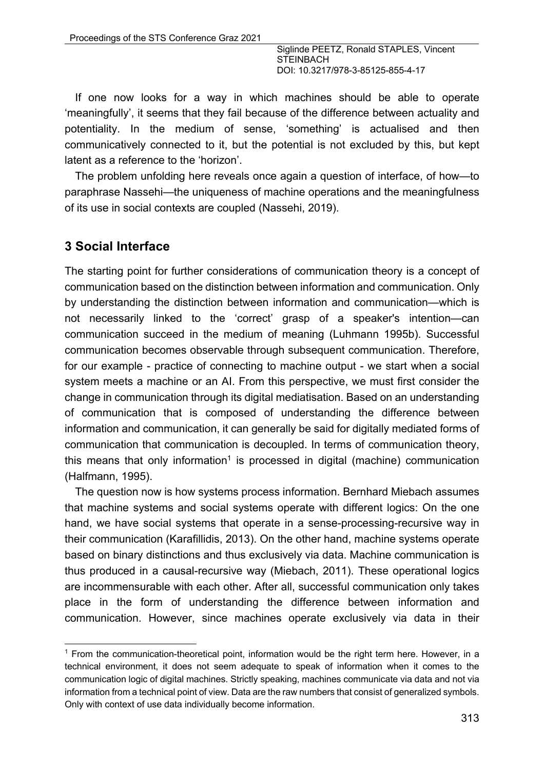If one now looks for a way in which machines should be able to operate 'meaningfully', it seems that they fail because of the difference between actuality and potentiality. In the medium of sense, 'something' is actualised and then communicatively connected to it, but the potential is not excluded by this, but kept latent as a reference to the 'horizon'.

The problem unfolding here reveals once again a question of interface, of how—to paraphrase Nassehi—the uniqueness of machine operations and the meaningfulness of its use in social contexts are coupled (Nassehi, 2019).

## 3 Social Interface

The starting point for further considerations of communication theory is a concept of communication based on the distinction between information and communication. Only by understanding the distinction between information and communication—which is not necessarily linked to the 'correct' grasp of a speaker's intention—can communication succeed in the medium of meaning (Luhmann 1995b). Successful communication becomes observable through subsequent communication. Therefore, for our example - practice of connecting to machine output - we start when a social system meets a machine or an AI. From this perspective, we must first consider the change in communication through its digital mediatisation. Based on an understanding of communication that is composed of understanding the difference between information and communication, it can generally be said for digitally mediated forms of communication that communication is decoupled. In terms of communication theory, this means that only information[1] is processed in digital (machine) communication (Halfmann, 1995).

The question now is how systems process information. Bernhard Miebach assumes that machine systems and social systems operate with different logics: On the one hand, we have social systems that operate in a sense-processing-recursive way in their communication (Karafillidis, 2013). On the other hand, machine systems operate based on binary distinctions and thus exclusively via data. Machine communication is thus produced in a causal-recursive way (Miebach, 2011). These operational logics are incommensurable with each other. After all, successful communication only takes place in the form of understanding the difference between information and communication. However, since machines operate exclusively via data in their

[1] From the communication-theoretical point, information would be the right term here. However, in a technical environment, it does not seem adequate to speak of information when it comes to the communication logic of digital machines. Strictly speaking, machines communicate via data and not via information from a technical point of view. Data are the raw numbers that consist of generalized symbols. Only with context of use data individually become information.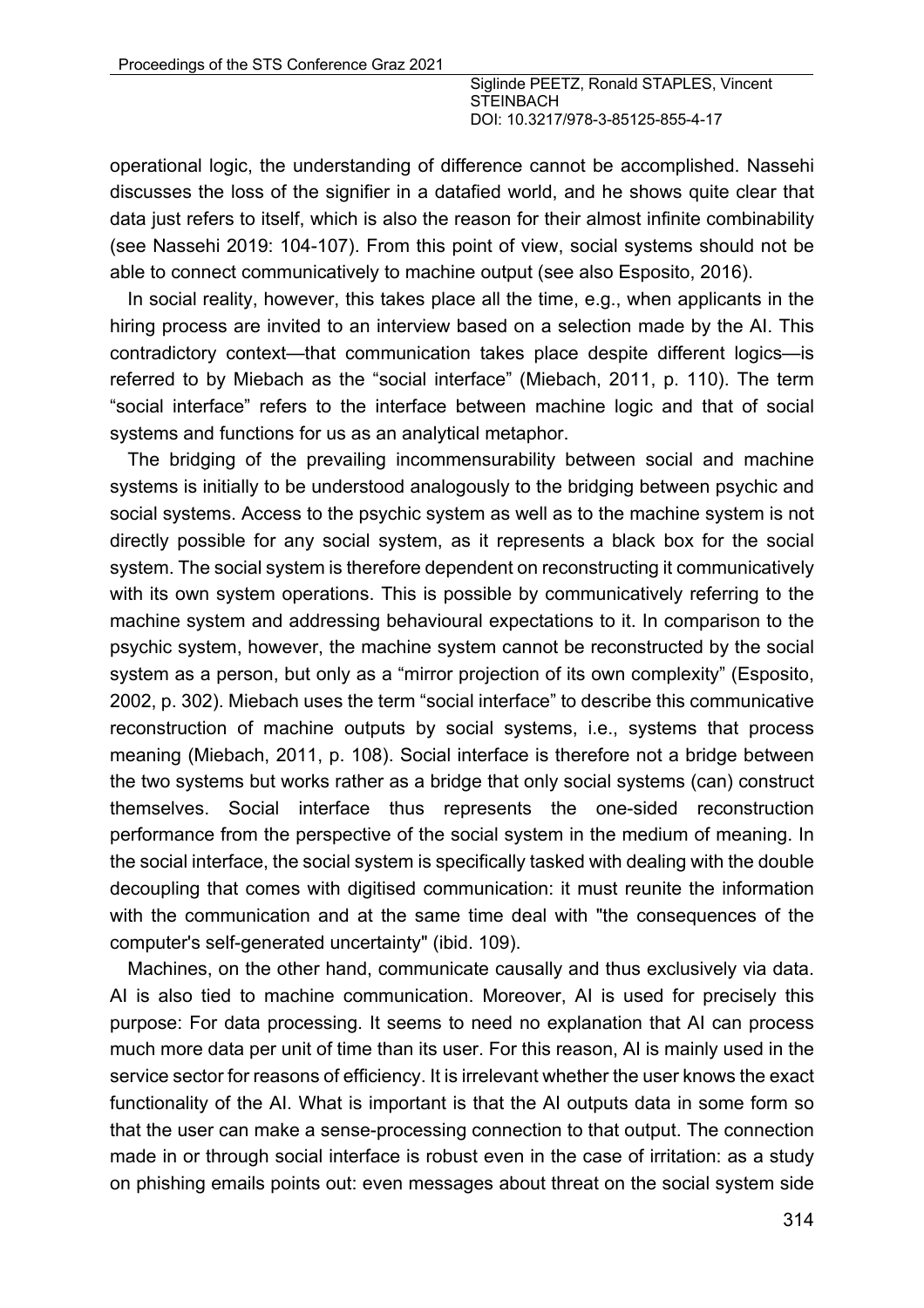operational logic, the understanding of difference cannot be accomplished. Nassehi discusses the loss of the signifier in a datafied world, and he shows quite clear that data just refers to itself, which is also the reason for their almost infinite combinability (see Nassehi 2019: 104-107). From this point of view, social systems should not be able to connect communicatively to machine output (see also Esposito, 2016).

In social reality, however, this takes place all the time, e.g., when applicants in the hiring process are invited to an interview based on a selection made by the AI. This contradictory context—that communication takes place despite different logics—is referred to by Miebach as the "social interface" (Miebach, 2011, p. 110). The term "social interface" refers to the interface between machine logic and that of social systems and functions for us as an analytical metaphor.

The bridging of the prevailing incommensurability between social and machine systems is initially to be understood analogously to the bridging between psychic and social systems. Access to the psychic system as well as to the machine system is not directly possible for any social system, as it represents a black box for the social system. The social system is therefore dependent on reconstructing it communicatively with its own system operations. This is possible by communicatively referring to the machine system and addressing behavioural expectations to it. In comparison to the psychic system, however, the machine system cannot be reconstructed by the social system as a person, but only as a "mirror projection of its own complexity" (Esposito, 2002, p. 302). Miebach uses the term "social interface" to describe this communicative reconstruction of machine outputs by social systems, i.e., systems that process meaning (Miebach, 2011, p. 108). Social interface is therefore not a bridge between the two systems but works rather as a bridge that only social systems (can) construct themselves. Social interface thus represents the one-sided reconstruction performance from the perspective of the social system in the medium of meaning. In the social interface, the social system is specifically tasked with dealing with the double decoupling that comes with digitised communication: it must reunite the information with the communication and at the same time deal with "the consequences of the computer's self-generated uncertainty" (ibid. 109).

Machines, on the other hand, communicate causally and thus exclusively via data. AI is also tied to machine communication. Moreover, AI is used for precisely this purpose: For data processing. It seems to need no explanation that AI can process much more data per unit of time than its user. For this reason, AI is mainly used in the service sector for reasons of efficiency. It is irrelevant whether the user knows the exact functionality of the AI. What is important is that the AI outputs data in some form so that the user can make a sense-processing connection to that output. The connection made in or through social interface is robust even in the case of irritation: as a study on phishing emails points out: even messages about threat on the social system side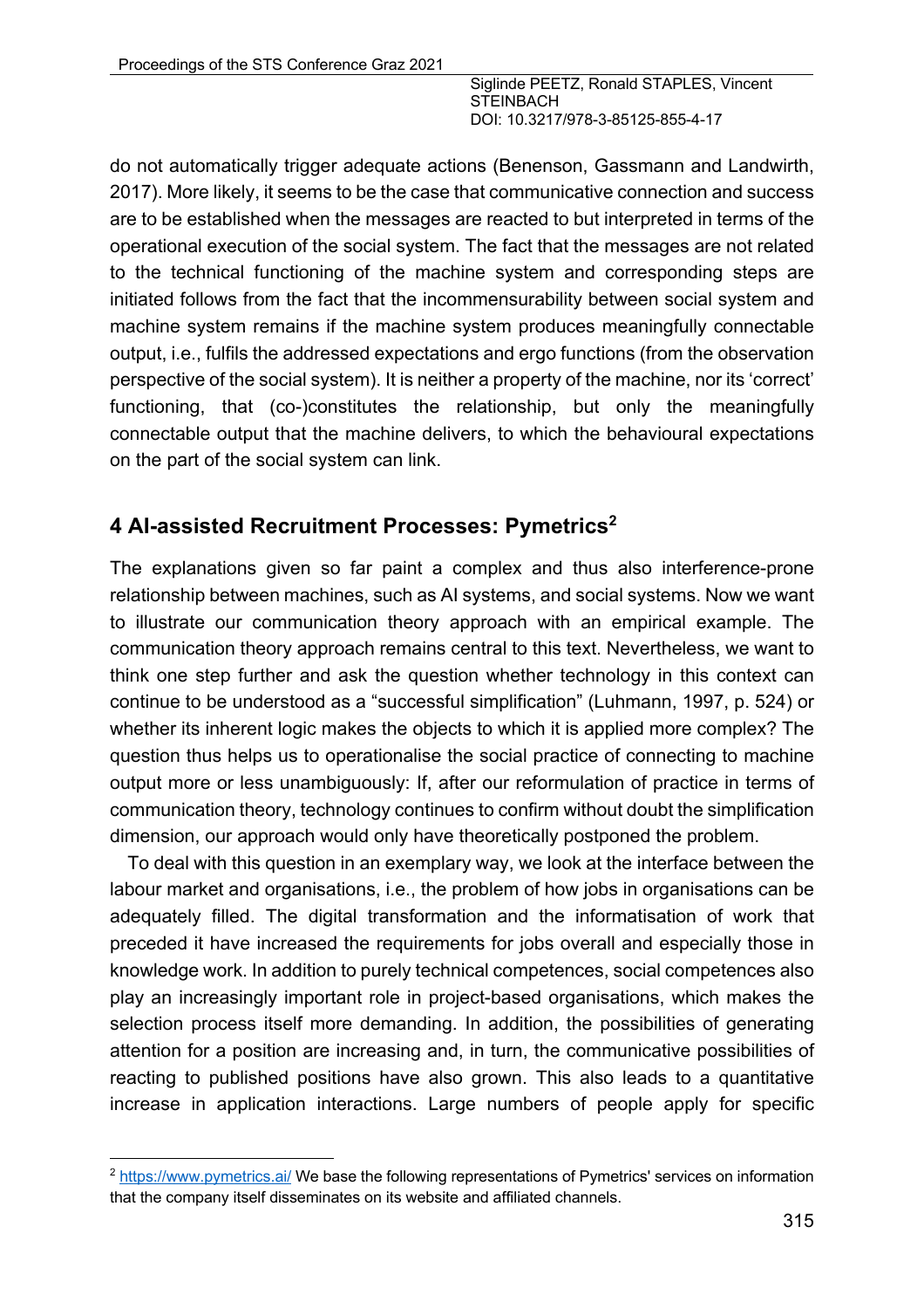do not automatically trigger adequate actions (Benenson, Gassmann and Landwirth, 2017). More likely, it seems to be the case that communicative connection and success are to be established when the messages are reacted to but interpreted in terms of the operational execution of the social system. The fact that the messages are not related to the technical functioning of the machine system and corresponding steps are initiated follows from the fact that the incommensurability between social system and machine system remains if the machine system produces meaningfully connectable output, i.e., fulfils the addressed expectations and ergo functions (from the observation perspective of the social system). It is neither a property of the machine, nor its 'correct' functioning, that (co-)constitutes the relationship, but only the meaningfully connectable output that the machine delivers, to which the behavioural expectations on the part of the social system can link.

## 4 AI-assisted Recruitment Processes: Pymetrics[2]

The explanations given so far paint a complex and thus also interference-prone relationship between machines, such as AI systems, and social systems. Now we want to illustrate our communication theory approach with an empirical example. The communication theory approach remains central to this text. Nevertheless, we want to think one step further and ask the question whether technology in this context can continue to be understood as a "successful simplification" (Luhmann, 1997, p. 524) or whether its inherent logic makes the objects to which it is applied more complex? The question thus helps us to operationalise the social practice of connecting to machine output more or less unambiguously: If, after our reformulation of practice in terms of communication theory, technology continues to confirm without doubt the simplification dimension, our approach would only have theoretically postponed the problem.

To deal with this question in an exemplary way, we look at the interface between the labour market and organisations, i.e., the problem of how jobs in organisations can be adequately filled. The digital transformation and the informatisation of work that preceded it have increased the requirements for jobs overall and especially those in knowledge work. In addition to purely technical competences, social competences also play an increasingly important role in project-based organisations, which makes the selection process itself more demanding. In addition, the possibilities of generating attention for a position are increasing and, in turn, the communicative possibilities of reacting to published positions have also grown. This also leads to a quantitative increase in application interactions. Large numbers of people apply for specific

[2] https://www.pymetrics.ai/ We base the following representations of Pymetrics' services on information that the company itself disseminates on its website and affiliated channels.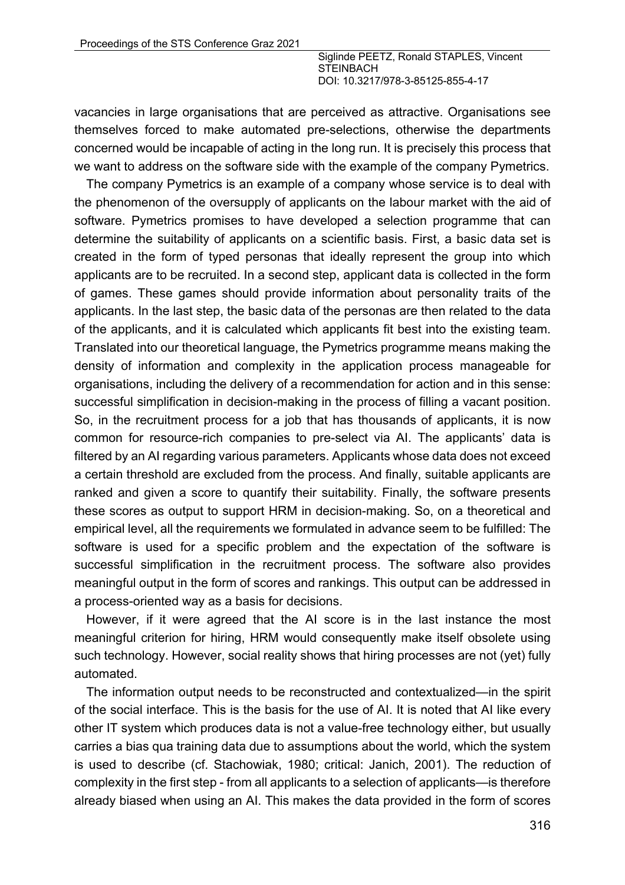vacancies in large organisations that are perceived as attractive. Organisations see themselves forced to make automated pre-selections, otherwise the departments concerned would be incapable of acting in the long run. It is precisely this process that we want to address on the software side with the example of the company Pymetrics.

The company Pymetrics is an example of a company whose service is to deal with the phenomenon of the oversupply of applicants on the labour market with the aid of software. Pymetrics promises to have developed a selection programme that can determine the suitability of applicants on a scientific basis. First, a basic data set is created in the form of typed personas that ideally represent the group into which applicants are to be recruited. In a second step, applicant data is collected in the form of games. These games should provide information about personality traits of the applicants. In the last step, the basic data of the personas are then related to the data of the applicants, and it is calculated which applicants fit best into the existing team. Translated into our theoretical language, the Pymetrics programme means making the density of information and complexity in the application process manageable for organisations, including the delivery of a recommendation for action and in this sense: successful simplification in decision-making in the process of filling a vacant position. So, in the recruitment process for a job that has thousands of applicants, it is now common for resource-rich companies to pre-select via AI. The applicants' data is filtered by an AI regarding various parameters. Applicants whose data does not exceed a certain threshold are excluded from the process. And finally, suitable applicants are ranked and given a score to quantify their suitability. Finally, the software presents these scores as output to support HRM in decision-making. So, on a theoretical and empirical level, all the requirements we formulated in advance seem to be fulfilled: The software is used for a specific problem and the expectation of the software is successful simplification in the recruitment process. The software also provides meaningful output in the form of scores and rankings. This output can be addressed in a process-oriented way as a basis for decisions.

However, if it were agreed that the AI score is in the last instance the most meaningful criterion for hiring, HRM would consequently make itself obsolete using such technology. However, social reality shows that hiring processes are not (yet) fully automated.

The information output needs to be reconstructed and contextualized—in the spirit of the social interface. This is the basis for the use of AI. It is noted that AI like every other IT system which produces data is not a value-free technology either, but usually carries a bias qua training data due to assumptions about the world, which the system is used to describe (cf. Stachowiak, 1980; critical: Janich, 2001). The reduction of complexity in the first step - from all applicants to a selection of applicants—is therefore already biased when using an AI. This makes the data provided in the form of scores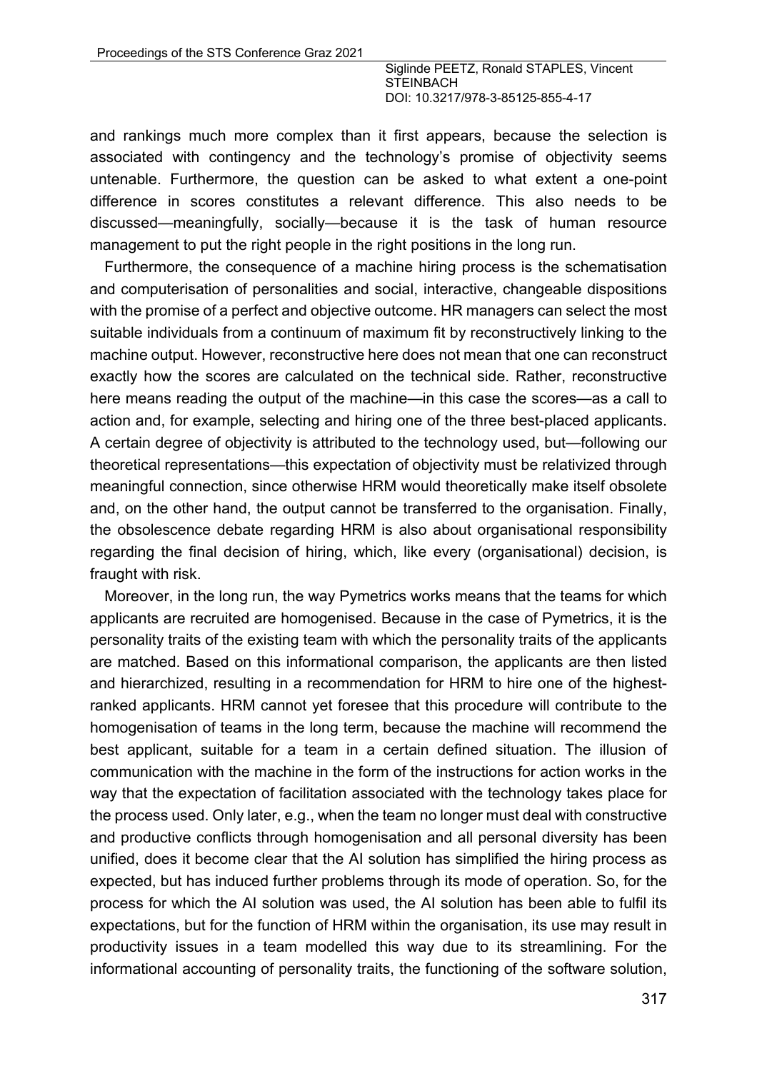and rankings much more complex than it first appears, because the selection is associated with contingency and the technology's promise of objectivity seems untenable. Furthermore, the question can be asked to what extent a one-point difference in scores constitutes a relevant difference. This also needs to be discussed—meaningfully, socially—because it is the task of human resource management to put the right people in the right positions in the long run.

Furthermore, the consequence of a machine hiring process is the schematisation and computerisation of personalities and social, interactive, changeable dispositions with the promise of a perfect and objective outcome. HR managers can select the most suitable individuals from a continuum of maximum fit by reconstructively linking to the machine output. However, reconstructive here does not mean that one can reconstruct exactly how the scores are calculated on the technical side. Rather, reconstructive here means reading the output of the machine—in this case the scores—as a call to action and, for example, selecting and hiring one of the three best-placed applicants. A certain degree of objectivity is attributed to the technology used, but—following our theoretical representations—this expectation of objectivity must be relativized through meaningful connection, since otherwise HRM would theoretically make itself obsolete and, on the other hand, the output cannot be transferred to the organisation. Finally, the obsolescence debate regarding HRM is also about organisational responsibility regarding the final decision of hiring, which, like every (organisational) decision, is fraught with risk.

Moreover, in the long run, the way Pymetrics works means that the teams for which applicants are recruited are homogenised. Because in the case of Pymetrics, it is the personality traits of the existing team with which the personality traits of the applicants are matched. Based on this informational comparison, the applicants are then listed and hierarchized, resulting in a recommendation for HRM to hire one of the highest-ranked applicants. HRM cannot yet foresee that this procedure will contribute to the homogenisation of teams in the long term, because the machine will recommend the best applicant, suitable for a team in a certain defined situation. The illusion of communication with the machine in the form of the instructions for action works in the way that the expectation of facilitation associated with the technology takes place for the process used. Only later, e.g., when the team no longer must deal with constructive and productive conflicts through homogenisation and all personal diversity has been unified, does it become clear that the AI solution has simplified the hiring process as expected, but has induced further problems through its mode of operation. So, for the process for which the AI solution was used, the AI solution has been able to fulfil its expectations, but for the function of HRM within the organisation, its use may result in productivity issues in a team modelled this way due to its streamlining. For the informational accounting of personality traits, the functioning of the software solution,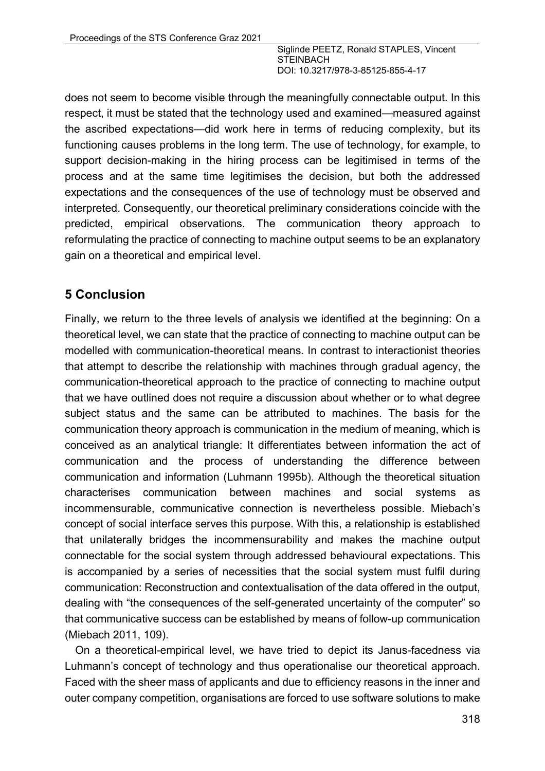does not seem to become visible through the meaningfully connectable output. In this respect, it must be stated that the technology used and examined—measured against the ascribed expectations—did work here in terms of reducing complexity, but its functioning causes problems in the long term. The use of technology, for example, to support decision-making in the hiring process can be legitimised in terms of the process and at the same time legitimises the decision, but both the addressed expectations and the consequences of the use of technology must be observed and interpreted. Consequently, our theoretical preliminary considerations coincide with the predicted, empirical observations. The communication theory approach to reformulating the practice of connecting to machine output seems to be an explanatory gain on a theoretical and empirical level.

## 5 Conclusion

Finally, we return to the three levels of analysis we identified at the beginning: On a theoretical level, we can state that the practice of connecting to machine output can be modelled with communication-theoretical means. In contrast to interactionist theories that attempt to describe the relationship with machines through gradual agency, the communication-theoretical approach to the practice of connecting to machine output that we have outlined does not require a discussion about whether or to what degree subject status and the same can be attributed to machines. The basis for the communication theory approach is communication in the medium of meaning, which is conceived as an analytical triangle: It differentiates between information the act of communication and the process of understanding the difference between communication and information (Luhmann 1995b). Although the theoretical situation characterises communication between machines and social systems as incommensurable, communicative connection is nevertheless possible. Miebach's concept of social interface serves this purpose. With this, a relationship is established that unilaterally bridges the incommensurability and makes the machine output connectable for the social system through addressed behavioural expectations. This is accompanied by a series of necessities that the social system must fulfil during communication: Reconstruction and contextualisation of the data offered in the output, dealing with "the consequences of the self-generated uncertainty of the computer" so that communicative success can be established by means of follow-up communication (Miebach 2011, 109).

On a theoretical-empirical level, we have tried to depict its Janus-facedness via Luhmann's concept of technology and thus operationalise our theoretical approach. Faced with the sheer mass of applicants and due to efficiency reasons in the inner and outer company competition, organisations are forced to use software solutions to make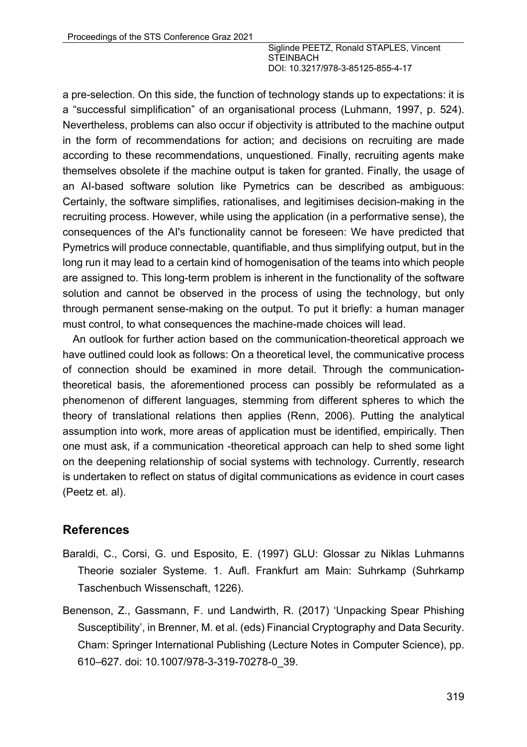a pre-selection. On this side, the function of technology stands up to expectations: it is a "successful simplification" of an organisational process (Luhmann, 1997, p. 524). Nevertheless, problems can also occur if objectivity is attributed to the machine output in the form of recommendations for action; and decisions on recruiting are made according to these recommendations, unquestioned. Finally, recruiting agents make themselves obsolete if the machine output is taken for granted. Finally, the usage of an AI-based software solution like Pymetrics can be described as ambiguous: Certainly, the software simplifies, rationalises, and legitimises decision-making in the recruiting process. However, while using the application (in a performative sense), the consequences of the AI's functionality cannot be foreseen: We have predicted that Pymetrics will produce connectable, quantifiable, and thus simplifying output, but in the long run it may lead to a certain kind of homogenisation of the teams into which people are assigned to. This long-term problem is inherent in the functionality of the software solution and cannot be observed in the process of using the technology, but only through permanent sense-making on the output. To put it briefly: a human manager must control, to what consequences the machine-made choices will lead.

An outlook for further action based on the communication-theoretical approach we have outlined could look as follows: On a theoretical level, the communicative process of connection should be examined in more detail. Through the communication-theoretical basis, the aforementioned process can possibly be reformulated as a phenomenon of different languages, stemming from different spheres to which the theory of translational relations then applies (Renn, 2006). Putting the analytical assumption into work, more areas of application must be identified, empirically. Then one must ask, if a communication -theoretical approach can help to shed some light on the deepening relationship of social systems with technology. Currently, research is undertaken to reflect on status of digital communications as evidence in court cases (Peetz et. al).

## References

Baraldi, C., Corsi, G. und Esposito, E. (1997) GLU: Glossar zu Niklas Luhmanns Theorie sozialer Systeme. 1. Aufl. Frankfurt am Main: Suhrkamp (Suhrkamp Taschenbuch Wissenschaft, 1226).

Benenson, Z., Gassmann, F. und Landwirth, R. (2017) 'Unpacking Spear Phishing Susceptibility', in Brenner, M. et al. (eds) Financial Cryptography and Data Security. Cham: Springer International Publishing (Lecture Notes in Computer Science), pp. 610–627. doi: 10.1007/978-3-319-70278-0_39.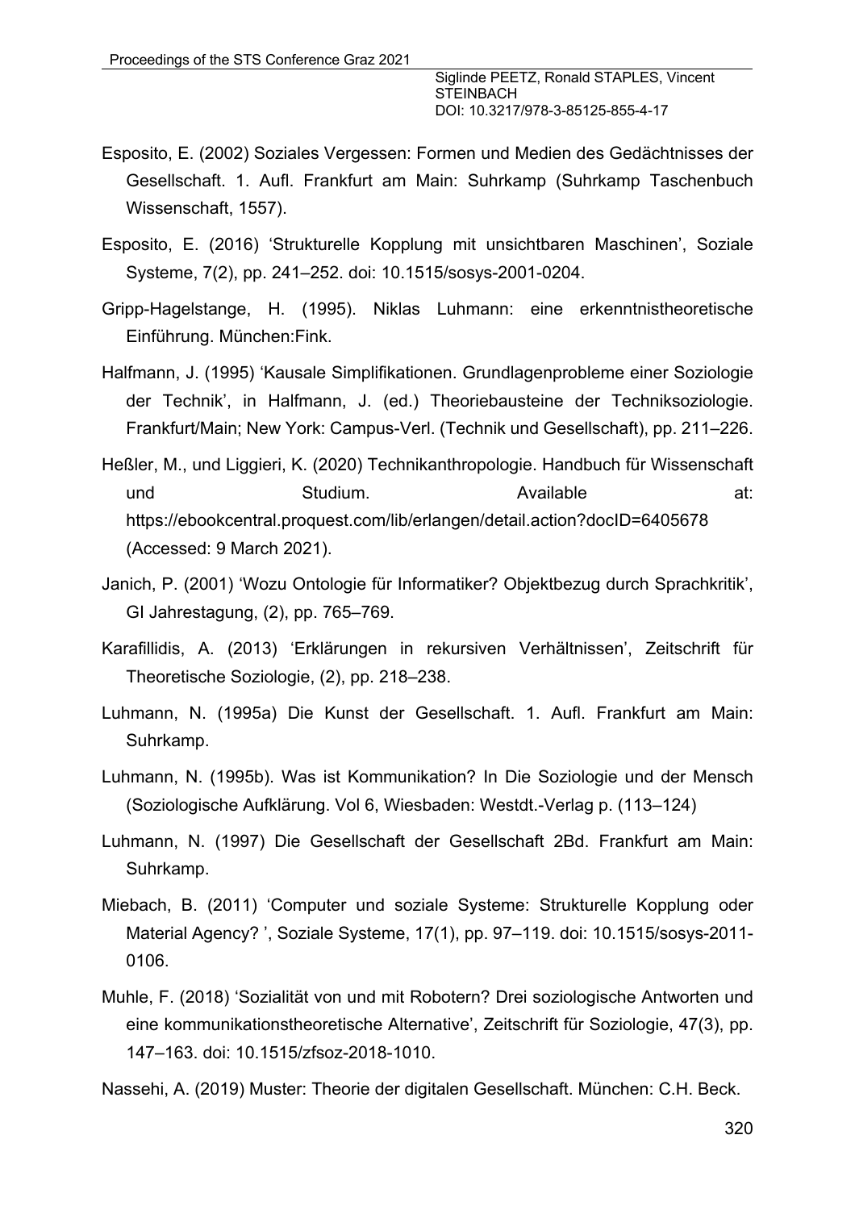Esposito, E. (2002) Soziales Vergessen: Formen und Medien des Gedächtnisses der Gesellschaft. 1. Aufl. Frankfurt am Main: Suhrkamp (Suhrkamp Taschenbuch Wissenschaft, 1557).

Esposito, E. (2016) 'Strukturelle Kopplung mit unsichtbaren Maschinen', Soziale Systeme, 7(2), pp. 241–252. doi: 10.1515/sosys-2001-0204.

Gripp-Hagelstange, H. (1995). Niklas Luhmann: eine erkenntnistheoretische Einführung. München:Fink.

Halfmann, J. (1995) 'Kausale Simplifikationen. Grundlagenprobleme einer Soziologie der Technik', in Halfmann, J. (ed.) Theoriebausteine der Techniksoziologie. Frankfurt/Main; New York: Campus-Verl. (Technik und Gesellschaft), pp. 211–226.

Heßler, M., und Liggieri, K. (2020) Technikanthropologie. Handbuch für Wissenschaft und Studium. Available at: https://ebookcentral.proquest.com/lib/erlangen/detail.action?docID=6405678 (Accessed: 9 March 2021).

Janich, P. (2001) 'Wozu Ontologie für Informatiker? Objektbezug durch Sprachkritik', GI Jahrestagung, (2), pp. 765–769.

Karafillidis, A. (2013) 'Erklärungen in rekursiven Verhältnissen', Zeitschrift für Theoretische Soziologie, (2), pp. 218–238.

Luhmann, N. (1995a) Die Kunst der Gesellschaft. 1. Aufl. Frankfurt am Main: Suhrkamp.

Luhmann, N. (1995b). Was ist Kommunikation? In Die Soziologie und der Mensch (Soziologische Aufklärung. Vol 6, Wiesbaden: Westdt.-Verlag p. (113–124)

Luhmann, N. (1997) Die Gesellschaft der Gesellschaft 2Bd. Frankfurt am Main: Suhrkamp.

Miebach, B. (2011) 'Computer und soziale Systeme: Strukturelle Kopplung oder Material Agency? ', Soziale Systeme, 17(1), pp. 97–119. doi: 10.1515/sosys-2011-0106.

Muhle, F. (2018) 'Sozialität von und mit Robotern? Drei soziologische Antworten und eine kommunikationstheoretische Alternative', Zeitschrift für Soziologie, 47(3), pp. 147–163. doi: 10.1515/zfsoz-2018-1010.

Nassehi, A. (2019) Muster: Theorie der digitalen Gesellschaft. München: C.H. Beck.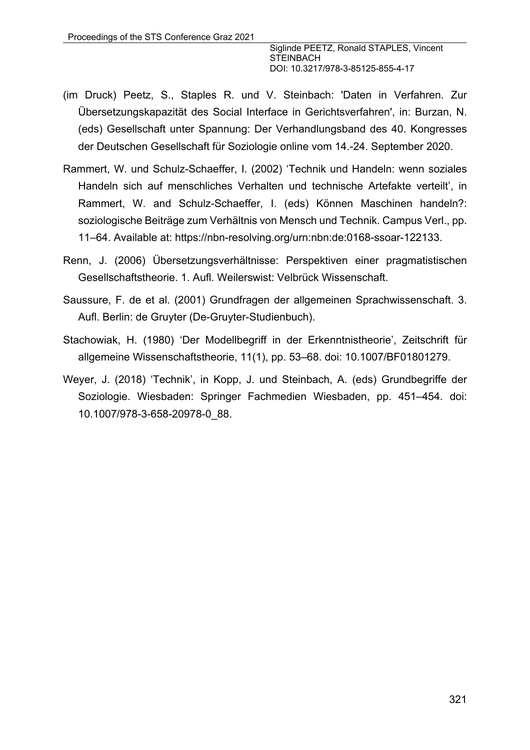(im Druck) Peetz, S., Staples R. und V. Steinbach: 'Daten in Verfahren. Zur Übersetzungskapazität des Social Interface in Gerichtsverfahren', in: Burzan, N. (eds) Gesellschaft unter Spannung: Der Verhandlungsband des 40. Kongresses der Deutschen Gesellschaft für Soziologie online vom 14.-24. September 2020.

Rammert, W. und Schulz-Schaeffer, I. (2002) 'Technik und Handeln: wenn soziales Handeln sich auf menschliches Verhalten und technische Artefakte verteilt', in Rammert, W. and Schulz-Schaeffer, I. (eds) Können Maschinen handeln?: soziologische Beiträge zum Verhältnis von Mensch und Technik. Campus Verl., pp. 11–64. Available at: https://nbn-resolving.org/urn:nbn:de:0168-ssoar-122133.

Renn, J. (2006) Übersetzungsverhältnisse: Perspektiven einer pragmatistischen Gesellschaftstheorie. 1. Aufl. Weilerswist: Velbrück Wissenschaft.

Saussure, F. de et al. (2001) Grundfragen der allgemeinen Sprachwissenschaft. 3. Aufl. Berlin: de Gruyter (De-Gruyter-Studienbuch).

Stachowiak, H. (1980) 'Der Modellbegriff in der Erkenntnistheorie', Zeitschrift für allgemeine Wissenschaftstheorie, 11(1), pp. 53–68. doi: 10.1007/BF01801279.

Weyer, J. (2018) 'Technik', in Kopp, J. und Steinbach, A. (eds) Grundbegriffe der Soziologie. Wiesbaden: Springer Fachmedien Wiesbaden, pp. 451–454. doi: 10.1007/978-3-658-20978-0_88.